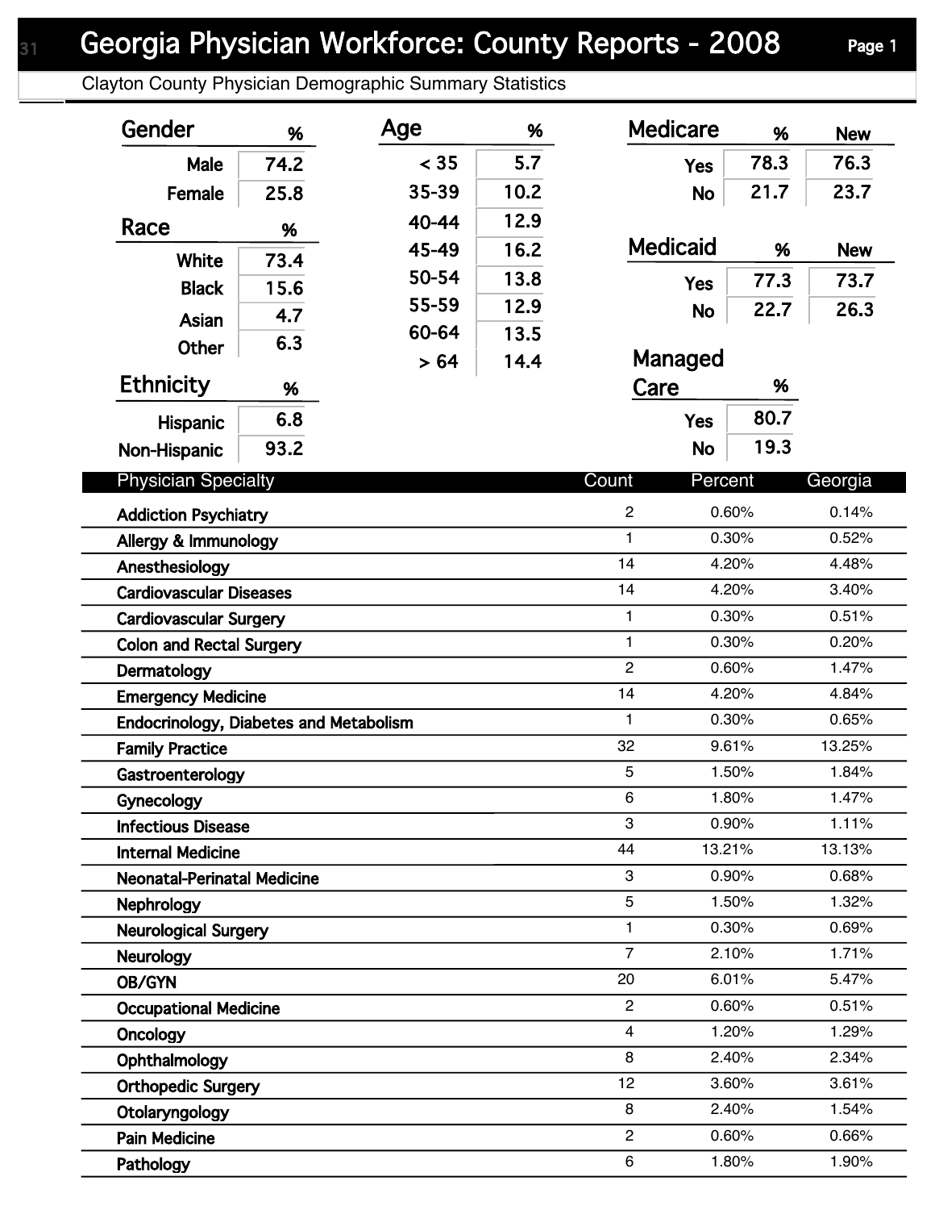# Georgia Physician Workforce: County Reports - 2008

Clayton County Physician Demographic Summary Statistics

| Gender | % |
|---|---|
| Male | 74.2 |
| Female | 25.8 |

| Race | % |
|---|---|
| White | 73.4 |
| Black | 15.6 |
| Asian | 4.7 |
| Other | 6.3 |

| Ethnicity | % |
|---|---|
| Hispanic | 6.8 |
| Non-Hispanic | 93.2 |

| Age | % |
|---|---|
| < 35 | 5.7 |
| 35-39 | 10.2 |
| 40-44 | 12.9 |
| 45-49 | 16.2 |
| 50-54 | 13.8 |
| 55-59 | 12.9 |
| 60-64 | 13.5 |
| > 64 | 14.4 |

| Medicare | % | New |
|---|---|---|
| Yes | 78.3 | 76.3 |
| No | 21.7 | 23.7 |

| Medicaid | % | New |
|---|---|---|
| Yes | 77.3 | 73.7 |
| No | 22.7 | 26.3 |

| Managed Care | % |
|---|---|
| Yes | 80.7 |
| No | 19.3 |

| Physician Specialty | Count | Percent | Georgia |
|---|---|---|---|
| Addiction Psychiatry | 2 | 0.60% | 0.14% |
| Allergy & Immunology | 1 | 0.30% | 0.52% |
| Anesthesiology | 14 | 4.20% | 4.48% |
| Cardiovascular Diseases | 14 | 4.20% | 3.40% |
| Cardiovascular Surgery | 1 | 0.30% | 0.51% |
| Colon and Rectal Surgery | 1 | 0.30% | 0.20% |
| Dermatology | 2 | 0.60% | 1.47% |
| Emergency Medicine | 14 | 4.20% | 4.84% |
| Endocrinology, Diabetes and Metabolism | 1 | 0.30% | 0.65% |
| Family Practice | 32 | 9.61% | 13.25% |
| Gastroenterology | 5 | 1.50% | 1.84% |
| Gynecology | 6 | 1.80% | 1.47% |
| Infectious Disease | 3 | 0.90% | 1.11% |
| Internal Medicine | 44 | 13.21% | 13.13% |
| Neonatal-Perinatal Medicine | 3 | 0.90% | 0.68% |
| Nephrology | 5 | 1.50% | 1.32% |
| Neurological Surgery | 1 | 0.30% | 0.69% |
| Neurology | 7 | 2.10% | 1.71% |
| OB/GYN | 20 | 6.01% | 5.47% |
| Occupational Medicine | 2 | 0.60% | 0.51% |
| Oncology | 4 | 1.20% | 1.29% |
| Ophthalmology | 8 | 2.40% | 2.34% |
| Orthopedic Surgery | 12 | 3.60% | 3.61% |
| Otolaryngology | 8 | 2.40% | 1.54% |
| Pain Medicine | 2 | 0.60% | 0.66% |
| Pathology | 6 | 1.80% | 1.90% |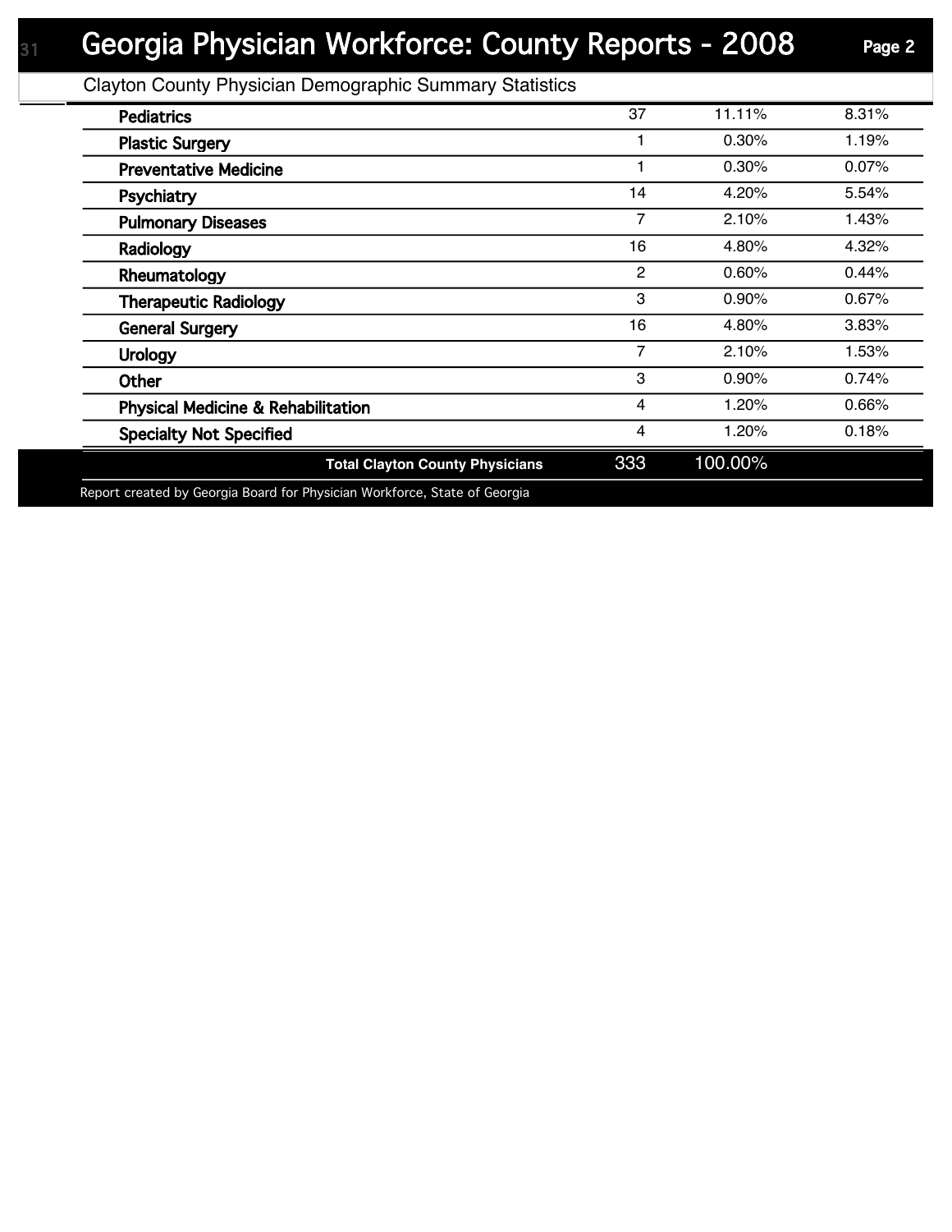## Clayton County Physician Demographic Summary Statistics

| | | | |
|---|---|---|---|
| **Pediatrics** | 37 | 11.11% | 8.31% |
| **Plastic Surgery** | 1 | 0.30% | 1.19% |
| **Preventative Medicine** | 1 | 0.30% | 0.07% |
| **Psychiatry** | 14 | 4.20% | 5.54% |
| **Pulmonary Diseases** | 7 | 2.10% | 1.43% |
| **Radiology** | 16 | 4.80% | 4.32% |
| **Rheumatology** | 2 | 0.60% | 0.44% |
| **Therapeutic Radiology** | 3 | 0.90% | 0.67% |
| **General Surgery** | 16 | 4.80% | 3.83% |
| **Urology** | 7 | 2.10% | 1.53% |
| **Other** | 3 | 0.90% | 0.74% |
| **Physical Medicine & Rehabilitation** | 4 | 1.20% | 0.66% |
| **Specialty Not Specified** | 4 | 1.20% | 0.18% |
| **Total Clayton County Physicians** | 333 | 100.00% | |

Report created by Georgia Board for Physician Workforce, State of Georgia